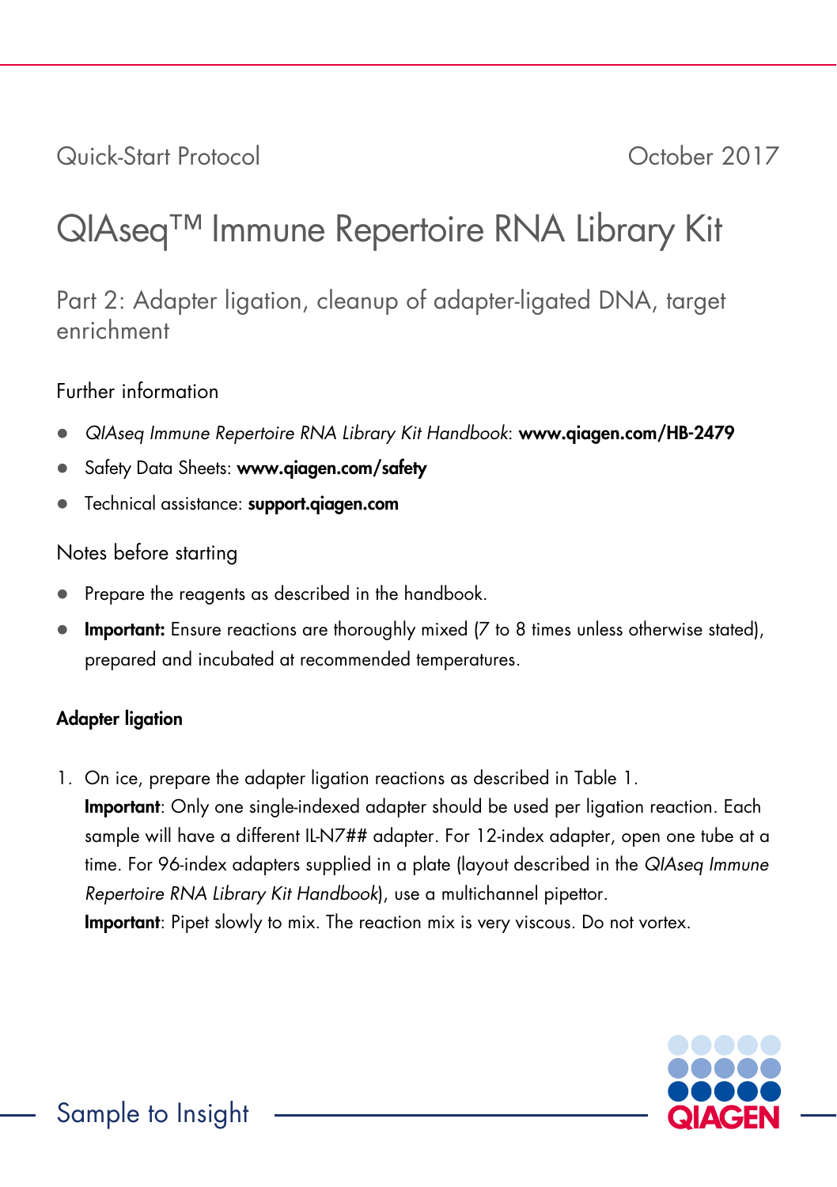Quick-Start Protocol

October 2017

# QIAseq™ Immune Repertoire RNA Library Kit

## Part 2: Adapter ligation, cleanup of adapter-ligated DNA, target enrichment

### Further information

- *QIAseq Immune Repertoire RNA Library Kit Handbook*: **www.qiagen.com/HB-2479**
- Safety Data Sheets: **www.qiagen.com/safety**
- Technical assistance: **support.qiagen.com**

### Notes before starting

- Prepare the reagents as described in the handbook.
- **Important:** Ensure reactions are thoroughly mixed (7 to 8 times unless otherwise stated), prepared and incubated at recommended temperatures.

#### Adapter ligation

1. On ice, prepare the adapter ligation reactions as described in Table 1.
   **Important**: Only one single-indexed adapter should be used per ligation reaction. Each sample will have a different IL-N7## adapter. For 12-index adapter, open one tube at a time. For 96-index adapters supplied in a plate (layout described in the *QIAseq Immune Repertoire RNA Library Kit Handbook*), use a multichannel pipettor.
   **Important**: Pipet slowly to mix. The reaction mix is very viscous. Do not vortex.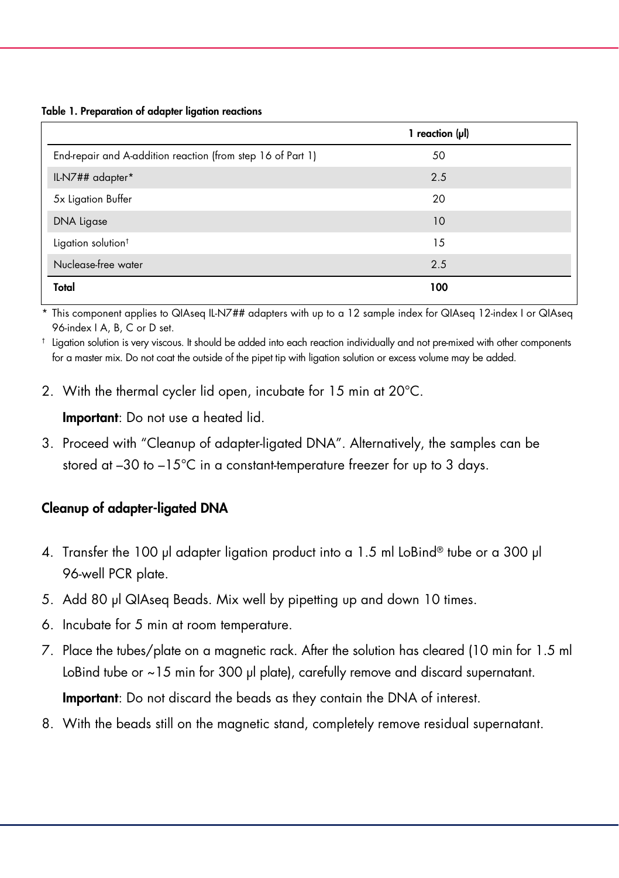**Table 1. Preparation of adapter ligation reactions**

| | 1 reaction (µl) |
|---|---|
| End-repair and A-addition reaction (from step 16 of Part 1) | 50 |
| IL-N7## adapter* | 2.5 |
| 5x Ligation Buffer | 20 |
| DNA Ligase | 10 |
| Ligation solution† | 15 |
| Nuclease-free water | 2.5 |
| **Total** | **100** |

\* This component applies to QIAseq IL-N7## adapters with up to a 12 sample index for QIAseq 12-index I or QIAseq 96-index I A, B, C or D set.

† Ligation solution is very viscous. It should be added into each reaction individually and not pre-mixed with other components for a master mix. Do not coat the outside of the pipet tip with ligation solution or excess volume may be added.

2. With the thermal cycler lid open, incubate for 15 min at 20°C.

   **Important**: Do not use a heated lid.

3. Proceed with "Cleanup of adapter-ligated DNA". Alternatively, the samples can be stored at –30 to –15°C in a constant-temperature freezer for up to 3 days.

### Cleanup of adapter-ligated DNA

4. Transfer the 100 µl adapter ligation product into a 1.5 ml LoBind® tube or a 300 µl 96-well PCR plate.
5. Add 80 µl QIAseq Beads. Mix well by pipetting up and down 10 times.
6. Incubate for 5 min at room temperature.
7. Place the tubes/plate on a magnetic rack. After the solution has cleared (10 min for 1.5 ml LoBind tube or ~15 min for 300 µl plate), carefully remove and discard supernatant.

   **Important**: Do not discard the beads as they contain the DNA of interest.

8. With the beads still on the magnetic stand, completely remove residual supernatant.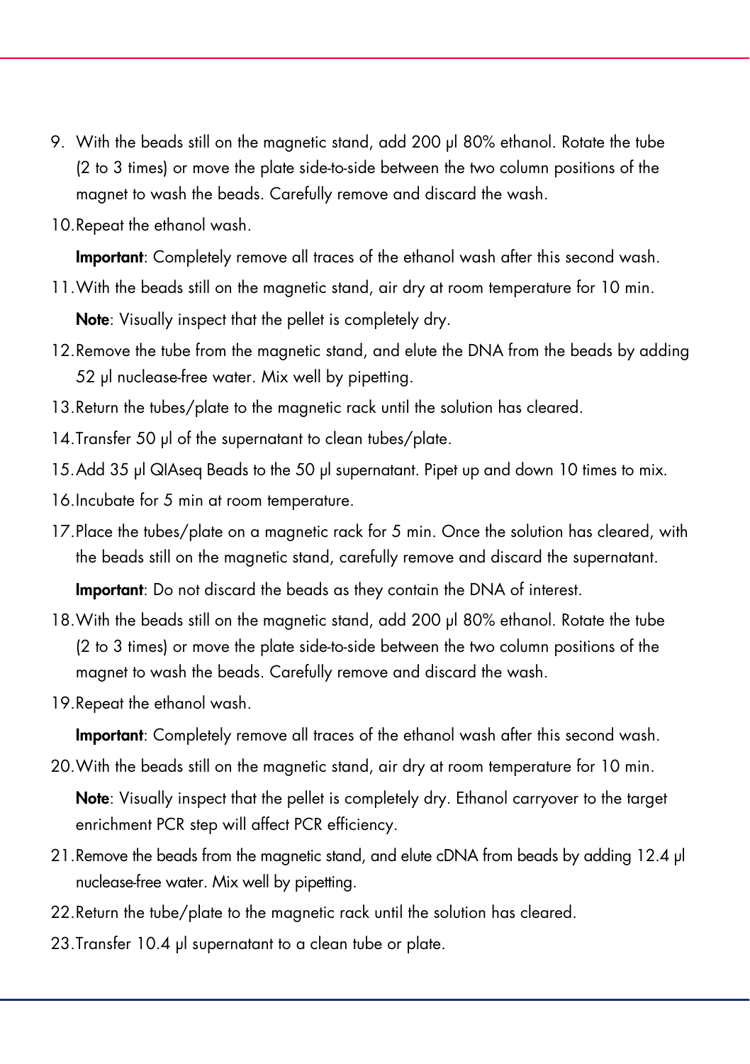9. With the beads still on the magnetic stand, add 200 µl 80% ethanol. Rotate the tube (2 to 3 times) or move the plate side-to-side between the two column positions of the magnet to wash the beads. Carefully remove and discard the wash.
10. Repeat the ethanol wash.

    **Important**: Completely remove all traces of the ethanol wash after this second wash.
11. With the beads still on the magnetic stand, air dry at room temperature for 10 min.

    **Note**: Visually inspect that the pellet is completely dry.
12. Remove the tube from the magnetic stand, and elute the DNA from the beads by adding 52 µl nuclease-free water. Mix well by pipetting.
13. Return the tubes/plate to the magnetic rack until the solution has cleared.
14. Transfer 50 µl of the supernatant to clean tubes/plate.
15. Add 35 µl QIAseq Beads to the 50 µl supernatant. Pipet up and down 10 times to mix.
16. Incubate for 5 min at room temperature.
17. Place the tubes/plate on a magnetic rack for 5 min. Once the solution has cleared, with the beads still on the magnetic stand, carefully remove and discard the supernatant.

    **Important**: Do not discard the beads as they contain the DNA of interest.
18. With the beads still on the magnetic stand, add 200 µl 80% ethanol. Rotate the tube (2 to 3 times) or move the plate side-to-side between the two column positions of the magnet to wash the beads. Carefully remove and discard the wash.
19. Repeat the ethanol wash.

    **Important**: Completely remove all traces of the ethanol wash after this second wash.
20. With the beads still on the magnetic stand, air dry at room temperature for 10 min.

    **Note**: Visually inspect that the pellet is completely dry. Ethanol carryover to the target enrichment PCR step will affect PCR efficiency.
21. Remove the beads from the magnetic stand, and elute cDNA from beads by adding 12.4 µl nuclease-free water. Mix well by pipetting.
22. Return the tube/plate to the magnetic rack until the solution has cleared.
23. Transfer 10.4 µl supernatant to a clean tube or plate.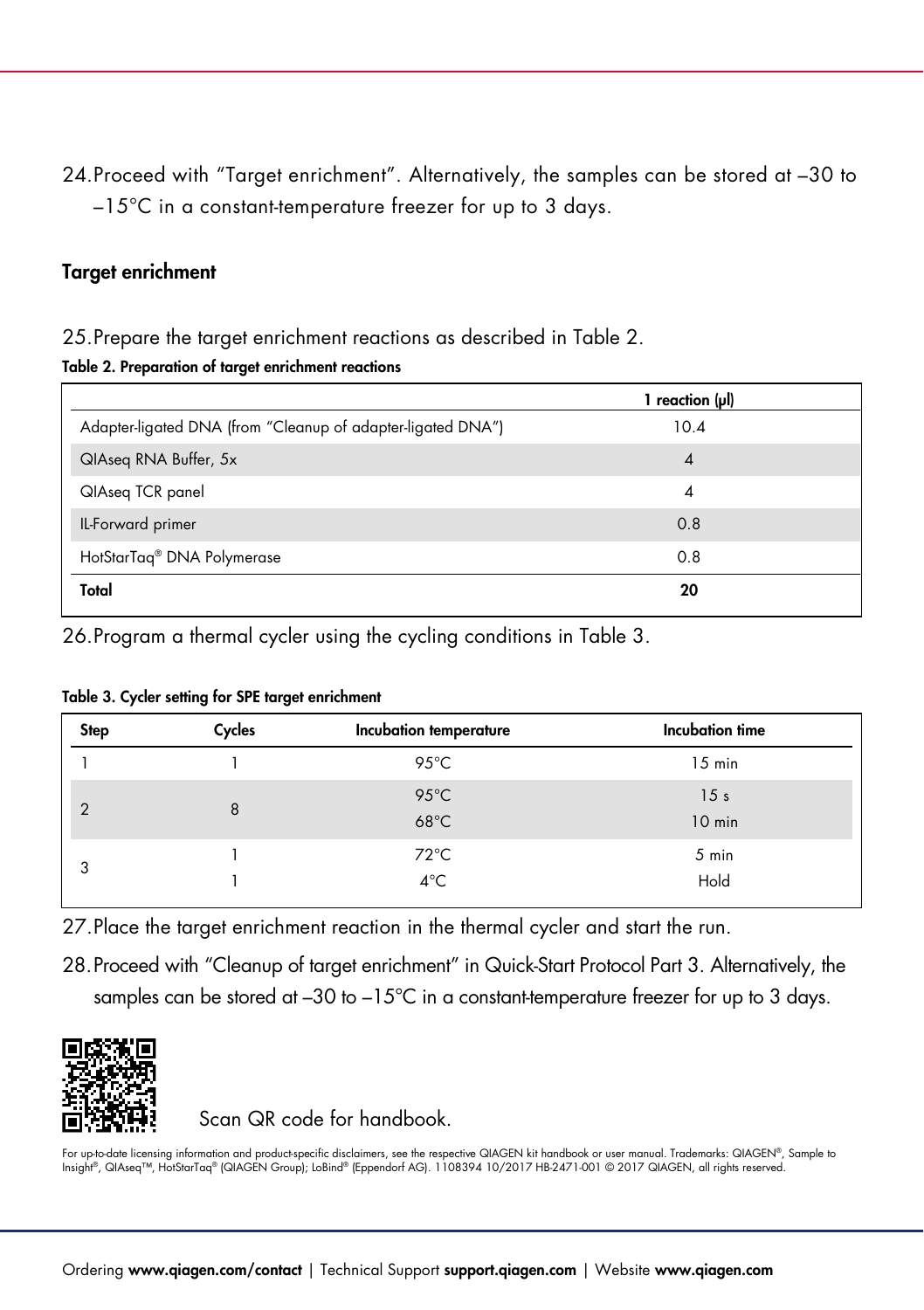24. Proceed with "Target enrichment". Alternatively, the samples can be stored at –30 to –15°C in a constant-temperature freezer for up to 3 days.

## Target enrichment

25. Prepare the target enrichment reactions as described in Table 2.

**Table 2. Preparation of target enrichment reactions**

| | 1 reaction (µl) |
|---|---|
| Adapter-ligated DNA (from "Cleanup of adapter-ligated DNA") | 10.4 |
| QIAseq RNA Buffer, 5x | 4 |
| QIAseq TCR panel | 4 |
| IL-Forward primer | 0.8 |
| HotStarTaq® DNA Polymerase | 0.8 |
| **Total** | **20** |

26. Program a thermal cycler using the cycling conditions in Table 3.

**Table 3. Cycler setting for SPE target enrichment**

| Step | Cycles | Incubation temperature | Incubation time |
|---|---|---|---|
| 1 | 1 | 95°C | 15 min |
| 2 | 8 | 95°C<br>68°C | 15 s<br>10 min |
| 3 | 1<br>1 | 72°C<br>4°C | 5 min<br>Hold |

27. Place the target enrichment reaction in the thermal cycler and start the run.

28. Proceed with "Cleanup of target enrichment" in Quick-Start Protocol Part 3. Alternatively, the samples can be stored at –30 to –15°C in a constant-temperature freezer for up to 3 days.

Scan QR code for handbook.

For up-to-date licensing information and product-specific disclaimers, see the respective QIAGEN kit handbook or user manual. Trademarks: QIAGEN®, Sample to Insight®, QIAseq™, HotStarTaq® (QIAGEN Group); LoBind® (Eppendorf AG). 1108394 10/2017 HB-2471-001 © 2017 QIAGEN, all rights reserved.

Ordering **www.qiagen.com/contact** | Technical Support **support.qiagen.com** | Website **www.qiagen.com**